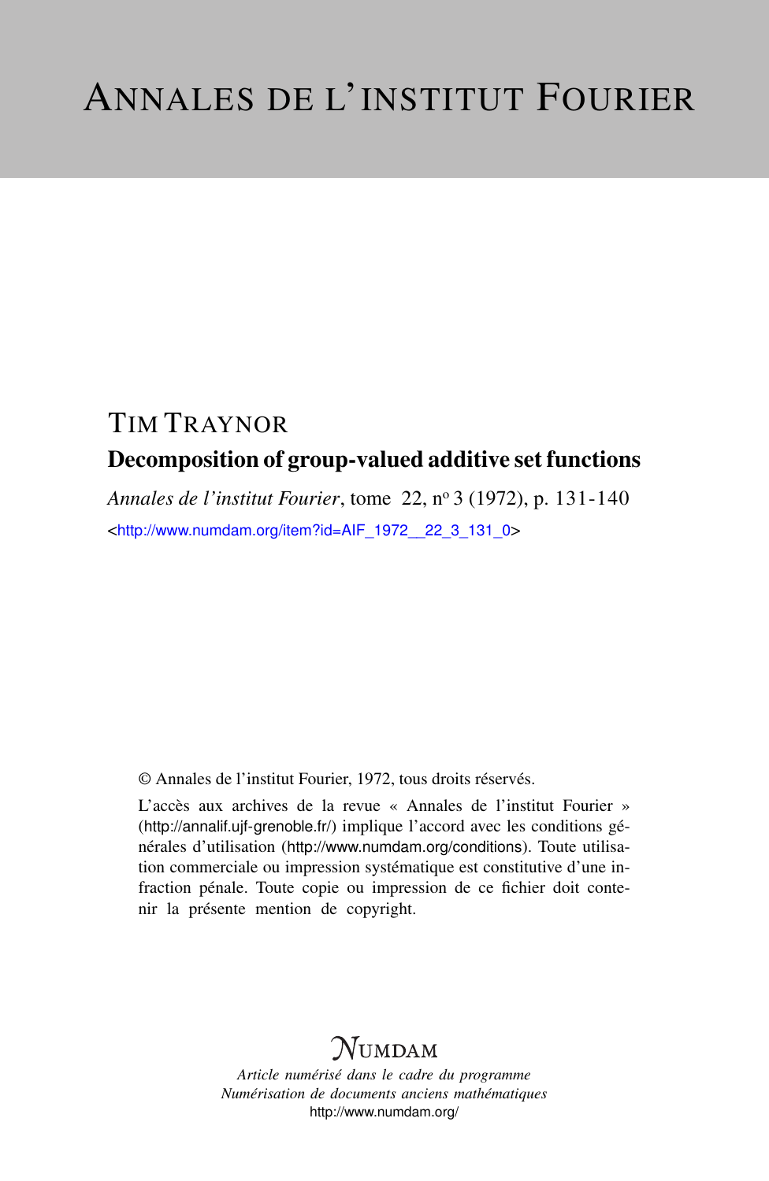# ANNALES DE L'INSTITUT FOURIER

TIM TRAYNOR

## Decomposition of group-valued additive set functions

*Annales de l'institut Fourier*, tome 22, nº 3 (1972), p. 131-140

<http://www.numdam.org/item?id=AIF_1972__22_3_131_0>

© Annales de l'institut Fourier, 1972, tous droits réservés.

L'accès aux archives de la revue « Annales de l'institut Fourier » (http://annalif.ujf-grenoble.fr/) implique l'accord avec les conditions générales d'utilisation (http://www.numdam.org/conditions). Toute utilisation commerciale ou impression systématique est constitutive d'une infraction pénale. Toute copie ou impression de ce fichier doit contenir la présente mention de copyright.

NUMDAM

*Article numérisé dans le cadre du programme*
*Numérisation de documents anciens mathématiques*
http://www.numdam.org/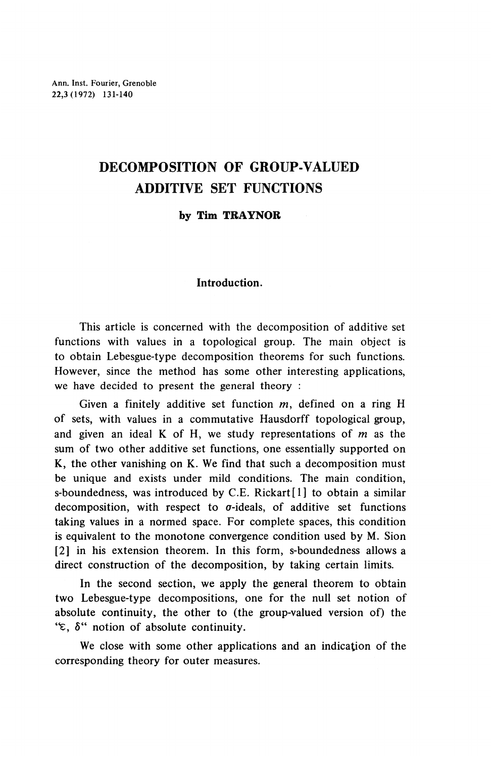# DECOMPOSITION OF GROUP-VALUED ADDITIVE SET FUNCTIONS

**by Tim TRAYNOR**

## Introduction.

This article is concerned with the decomposition of additive set functions with values in a topological group. The main object is to obtain Lebesgue-type decomposition theorems for such functions. However, since the method has some other interesting applications, we have decided to present the general theory :

Given a finitely additive set function $m$, defined on a ring H of sets, with values in a commutative Hausdorff topological group, and given an ideal K of H, we study representations of $m$ as the sum of two other additive set functions, one essentially supported on K, the other vanishing on K. We find that such a decomposition must be unique and exists under mild conditions. The main condition, s-boundedness, was introduced by C.E. Rickart [1] to obtain a similar decomposition, with respect to $\sigma$-ideals, of additive set functions taking values in a normed space. For complete spaces, this condition is equivalent to the monotone convergence condition used by M. Sion [2] in his extension theorem. In this form, s-boundedness allows a direct construction of the decomposition, by taking certain limits.

In the second section, we apply the general theorem to obtain two Lebesgue-type decompositions, one for the null set notion of absolute continuity, the other to (the group-valued version of) the "$\varepsilon$, $\delta$" notion of absolute continuity.

We close with some other applications and an indication of the corresponding theory for outer measures.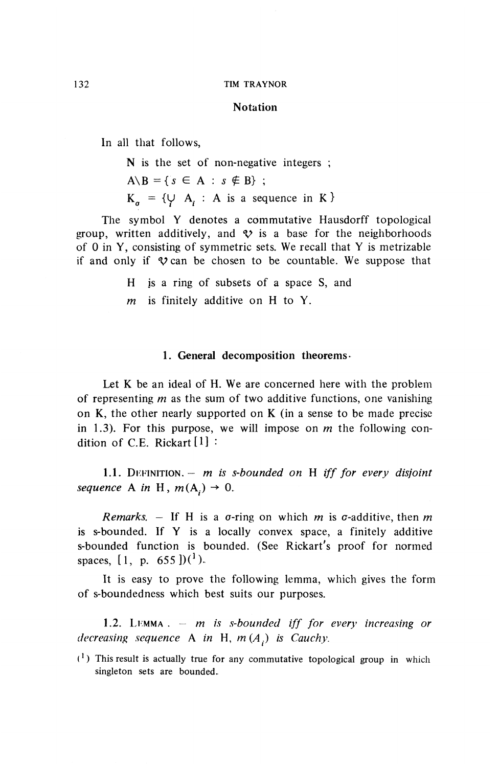## Notation

In all that follows,

N is the set of non-negative integers ;

$A \backslash B = \{ s \in A : s \notin B \}$ ;

$K_\sigma = \{ \bigcup_i A_i : A \text{ is a sequence in } K \}$

The symbol Y denotes a commutative Hausdorff topological group, written additively, and $\mathcal{V}$ is a base for the neighborhoods of 0 in Y, consisting of symmetric sets. We recall that Y is metrizable if and only if $\mathcal{V}$ can be chosen to be countable. We suppose that

H is a ring of subsets of a space S, and

$m$ is finitely additive on H to Y.

## 1. General decomposition theorems.

Let K be an ideal of H. We are concerned here with the problem of representing $m$ as the sum of two additive functions, one vanishing on K, the other nearly supported on K (in a sense to be made precise in 1.3). For this purpose, we will impose on $m$ the following condition of C.E. Rickart [1] :

1.1. Definition. — *$m$ is s-bounded on H iff for every disjoint sequence A in H, $m(A_i) \to 0$.*

*Remarks.* — If H is a $\sigma$-ring on which $m$ is $\sigma$-additive, then $m$ is s-bounded. If Y is a locally convex space, a finitely additive s-bounded function is bounded. (See Rickart's proof for normed spaces, [1, p. 655 ])[1].

It is easy to prove the following lemma, which gives the form of s-boundedness which best suits our purposes.

1.2. Lemma. — *$m$ is s-bounded iff for every increasing or decreasing sequence A in H, $m(A_i)$ is Cauchy.*

[1] This result is actually true for any commutative topological group in which singleton sets are bounded.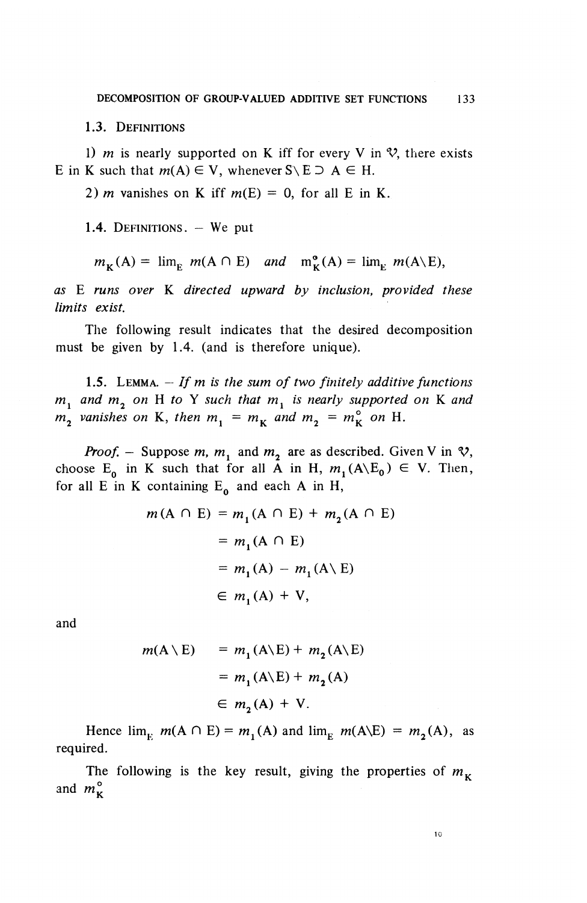### 1.3. Definitions

1) $m$ is nearly supported on K iff for every V in $\mathcal{V}$, there exists E in K such that $m(A) \in V$, whenever $S \setminus E \supset A \in H$.

2) $m$ vanishes on K iff $m(E) = 0$, for all E in K.

### 1.4. Definitions. – We put

$$m_K(A) = \lim_E m(A \cap E) \quad and \quad m^\circ_K(A) = \lim_E m(A \setminus E),$$

*as* E *runs over* K *directed upward by inclusion, provided these limits exist.*

The following result indicates that the desired decomposition must be given by 1.4. (and is therefore unique).

1.5. Lemma. – *If* $m$ *is the sum of two finitely additive functions* $m_1$ *and* $m_2$ *on* H *to* Y *such that* $m_1$ *is nearly supported on* K *and* $m_2$ *vanishes on* K, *then* $m_1 = m_K$ *and* $m_2 = m^\circ_K$ *on* H.

*Proof.* – Suppose $m$, $m_1$ and $m_2$ are as described. Given V in $\mathcal{V}$, choose $E_0$ in K such that for all A in H, $m_1(A \setminus E_0) \in V$. Then, for all E in K containing $E_0$ and each A in H,

$$\begin{aligned} m(A \cap E) &= m_1(A \cap E) + m_2(A \cap E) \\ &= m_1(A \cap E) \\ &= m_1(A) - m_1(A \setminus E) \\ &\in m_1(A) + V, \end{aligned}$$

and

$$\begin{aligned} m(A \setminus E) &= m_1(A \setminus E) + m_2(A \setminus E) \\ &= m_1(A \setminus E) + m_2(A) \\ &\in m_2(A) + V. \end{aligned}$$

Hence $\lim_E m(A \cap E) = m_1(A)$ and $\lim_E m(A \setminus E) = m_2(A)$, as required.

The following is the key result, giving the properties of $m_K$ and $m^\circ_K$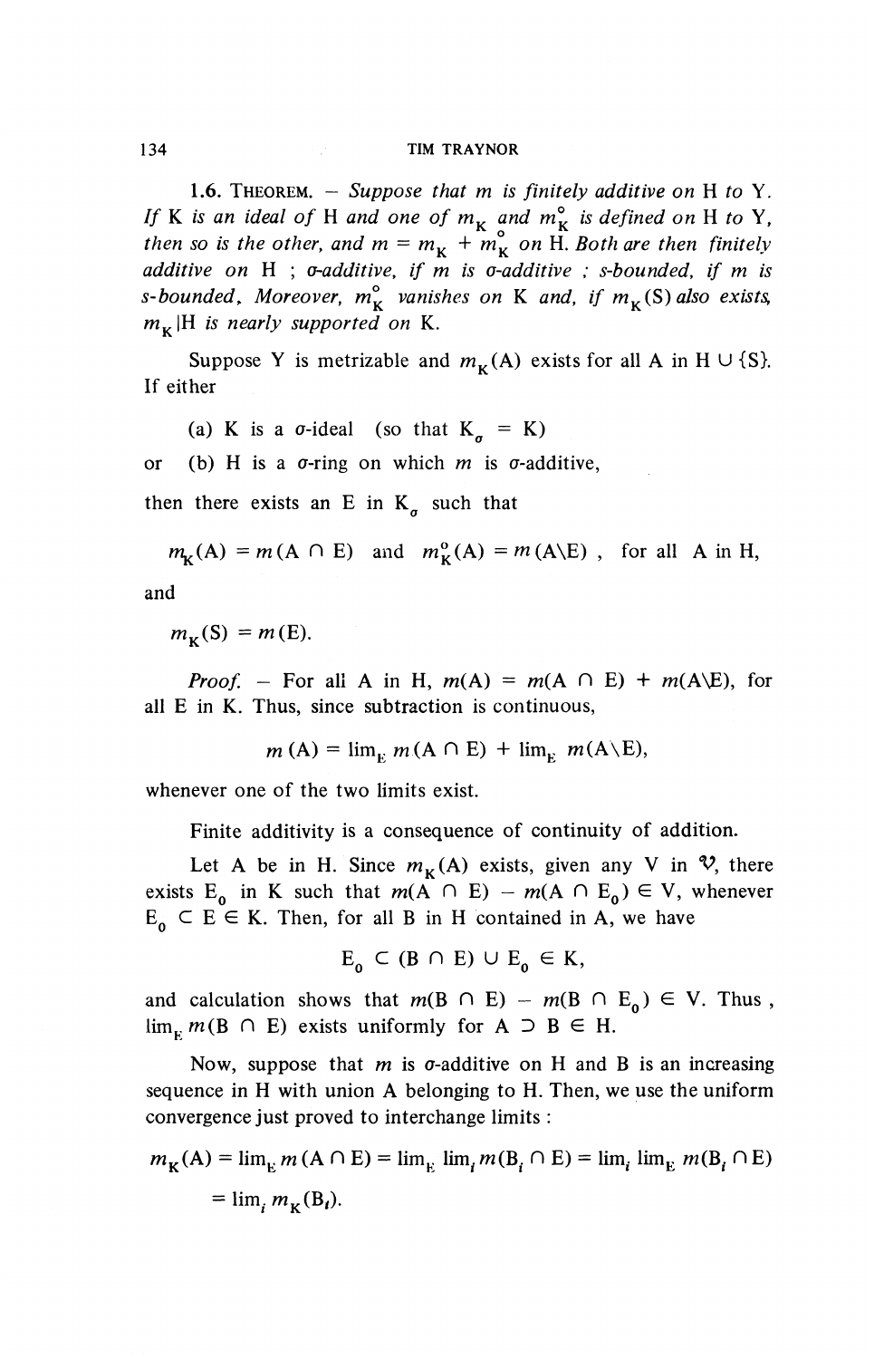**1.6. Theorem.** – *Suppose that $m$ is finitely additive on H to Y. If K is an ideal of H and one of $m_K$ and $m_K^\circ$ is defined on H to Y, then so is the other, and $m = m_K + m_K^\circ$ on H. Both are then finitely additive on H ; σ-additive, if $m$ is σ-additive ; s-bounded, if $m$ is s-bounded. Moreover, $m_K^\circ$ vanishes on K and, if $m_K(S)$ also exists, $m_K|H$ is nearly supported on K.*

Suppose Y is metrizable and $m_K(A)$ exists for all A in H ∪ {S}. If either

(a) K is a σ-ideal (so that $K_\sigma = K$)

or (b) H is a σ-ring on which $m$ is σ-additive,

then there exists an E in $K_\sigma$ such that

$$m_K(A) = m(A \cap E) \quad \text{and} \quad m_K^\circ(A) = m(A \backslash E), \quad \text{for all A in H,}$$

and

$$m_K(S) = m(E).$$

*Proof.* – For all A in H, $m(A) = m(A \cap E) + m(A \backslash E)$, for all E in K. Thus, since subtraction is continuous,

$$m(A) = \lim_E m(A \cap E) + \lim_E m(A \backslash E),$$

whenever one of the two limits exist.

Finite additivity is a consequence of continuity of addition.

Let A be in H. Since $m_K(A)$ exists, given any V in $\mathcal{V}$, there exists $E_0$ in K such that $m(A \cap E) - m(A \cap E_0) \in V$, whenever $E_0 \subset E \in K$. Then, for all B in H contained in A, we have

$$E_0 \subset (B \cap E) \cup E_0 \in K,$$

and calculation shows that $m(B \cap E) - m(B \cap E_0) \in V$. Thus, $\lim_E m(B \cap E)$ exists uniformly for $A \supset B \in H$.

Now, suppose that $m$ is σ-additive on H and B is an increasing sequence in H with union A belonging to H. Then, we use the uniform convergence just proved to interchange limits :

$$\begin{aligned} m_K(A) &= \lim_E m(A \cap E) = \lim_E \lim_i m(B_i \cap E) = \lim_i \lim_E m(B_i \cap E) \\ &= \lim_i m_K(B_i). \end{aligned}$$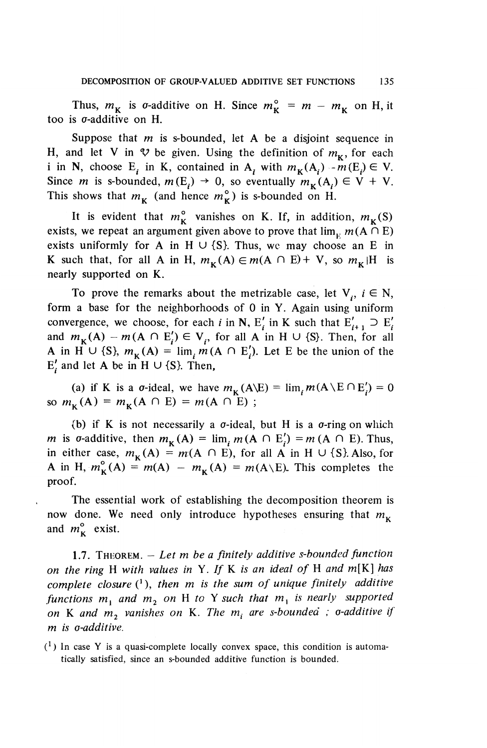Thus, $m_K$ is $\sigma$-additive on H. Since $m_K^\circ = m - m_K$ on H, it too is $\sigma$-additive on H.

Suppose that $m$ is s-bounded, let A be a disjoint sequence in H, and let V in $\mathcal{V}$ be given. Using the definition of $m_K$, for each $i$ in N, choose $E_i$ in K, contained in $A_i$ with $m_K(A_i) - m(E_i) \in V$. Since $m$ is s-bounded, $m(E_i) \to 0$, so eventually $m_K(A_i) \in V + V$. This shows that $m_K$ (and hence $m_K^\circ$) is s-bounded on H.

It is evident that $m_K^\circ$ vanishes on K. If, in addition, $m_K(S)$ exists, we repeat an argument given above to prove that $\lim_E m(A \cap E)$ exists uniformly for A in H $\cup$ {S}. Thus, we may choose an E in K such that, for all A in H, $m_K(A) \in m(A \cap E) + V$, so $m_K|H$ is nearly supported on K.

To prove the remarks about the metrizable case, let $V_i$, $i \in N$, form a base for the neighborhoods of 0 in Y. Again using uniform convergence, we choose, for each $i$ in N, $E_i'$ in K such that $E_{i+1}' \supset E_i'$ and $m_K(A) - m(A \cap E_i') \in V_i$, for all A in H $\cup$ {S}. Then, for all A in H $\cup$ {S}, $m_K(A) = \lim_i m(A \cap E_i')$. Let E be the union of the $E_i'$ and let A be in H $\cup$ {S}. Then,

(a) if K is a $\sigma$-ideal, we have $m_K(A \backslash E) = \lim_i m(A \backslash E \cap E_i') = 0$ so $m_K(A) = m_K(A \cap E) = m(A \cap E)$ ;

(b) if K is not necessarily a $\sigma$-ideal, but H is a $\sigma$-ring on which $m$ is $\sigma$-additive, then $m_K(A) = \lim_i m(A \cap E_i') = m(A \cap E)$. Thus, in either case, $m_K(A) = m(A \cap E)$, for all A in H $\cup$ {S}. Also, for A in H, $m_K^\circ(A) = m(A) - m_K(A) = m(A \backslash E)$. This completes the proof.

The essential work of establishing the decomposition theorem is now done. We need only introduce hypotheses ensuring that $m_K$ and $m_K^\circ$ exist.

1.7. Theorem. – *Let $m$ be a finitely additive s-bounded function on the ring H with values in Y. If K is an ideal of H and $m$[K] has complete closure* [1]*, then $m$ is the sum of unique finitely additive functions $m_1$ and $m_2$ on H to Y such that $m_1$ is nearly supported on K and $m_2$ vanishes on K. The $m_i$ are s-bounded ; $\sigma$-additive if $m$ is $\sigma$-additive.*

[1] In case Y is a quasi-complete locally convex space, this condition is automatically satisfied, since an s-bounded additive function is bounded.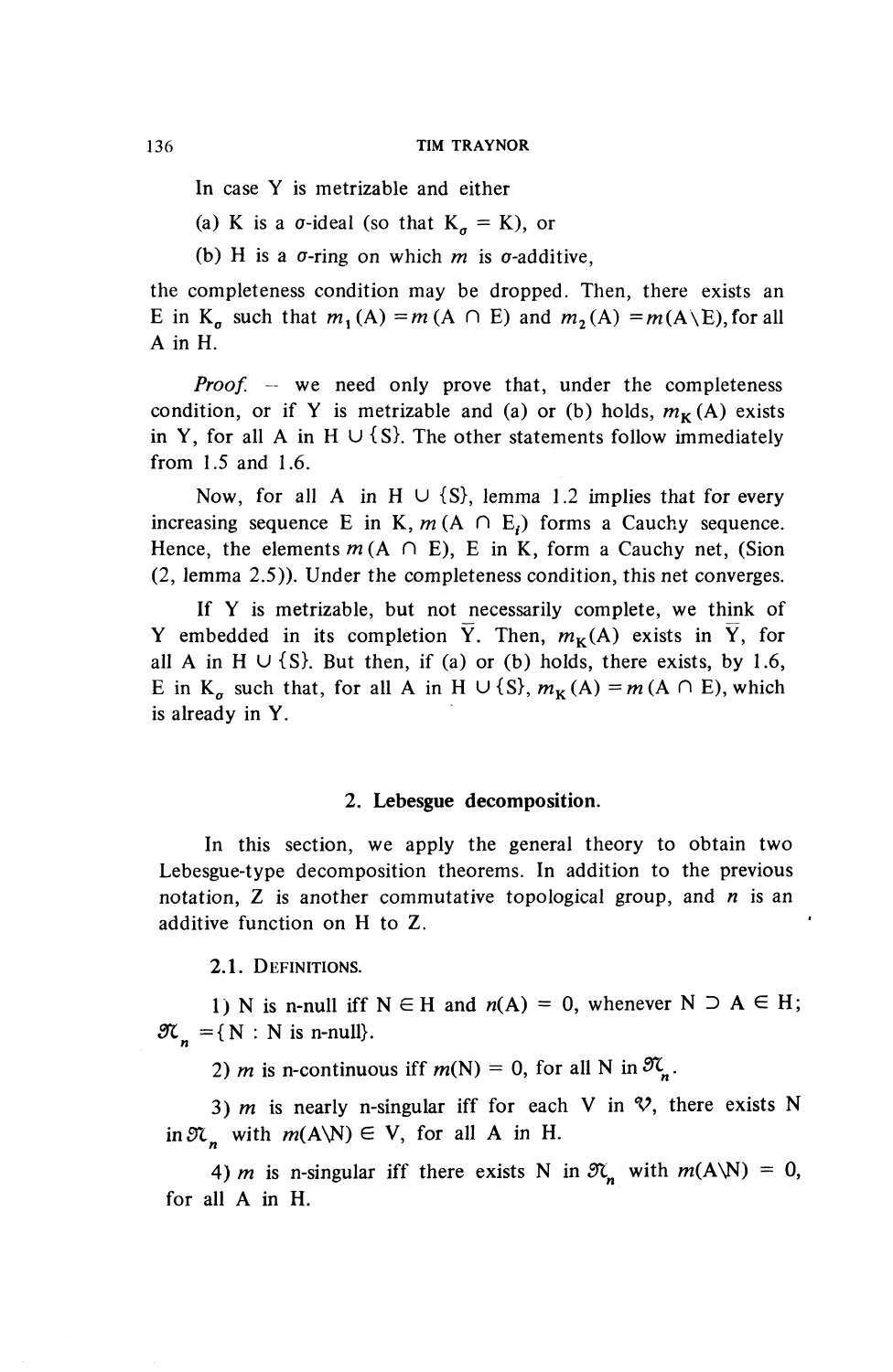In case Y is metrizable and either

(a) K is a $\sigma$-ideal (so that $K_\sigma = K$), or

(b) H is a $\sigma$-ring on which $m$ is $\sigma$-additive,

the completeness condition may be dropped. Then, there exists an E in $K_\sigma$ such that $m_1(A) = m(A \cap E)$ and $m_2(A) = m(A \setminus E)$, for all A in H.

*Proof.* — we need only prove that, under the completeness condition, or if Y is metrizable and (a) or (b) holds, $m_K(A)$ exists in Y, for all A in $H \cup \{S\}$. The other statements follow immediately from 1.5 and 1.6.

Now, for all A in $H \cup \{S\}$, lemma 1.2 implies that for every increasing sequence E in K, $m(A \cap E_i)$ forms a Cauchy sequence. Hence, the elements $m(A \cap E)$, E in K, form a Cauchy net, (Sion (2, lemma 2.5)). Under the completeness condition, this net converges.

If Y is metrizable, but not necessarily complete, we think of Y embedded in its completion $\bar{Y}$. Then, $m_K(A)$ exists in $\bar{Y}$, for all A in $H \cup \{S\}$. But then, if (a) or (b) holds, there exists, by 1.6, E in $K_\sigma$ such that, for all A in $H \cup \{S\}$, $m_K(A) = m(A \cap E)$, which is already in Y.

## 2. Lebesgue decomposition.

In this section, we apply the general theory to obtain two Lebesgue-type decomposition theorems. In addition to the previous notation, Z is another commutative topological group, and $n$ is an additive function on H to Z.

2.1. Definitions.

1) N is n-null iff $N \in H$ and $n(A) = 0$, whenever $N \supset A \in H$; $\mathcal{N}_n = \{N : N \text{ is n-null}\}$.

2) $m$ is n-continuous iff $m(N) = 0$, for all N in $\mathcal{N}_n$.

3) $m$ is nearly n-singular iff for each V in $\mathcal{V}$, there exists N in $\mathcal{N}_n$ with $m(A \setminus N) \in V$, for all A in H.

4) $m$ is n-singular iff there exists N in $\mathcal{N}_n$ with $m(A \setminus N) = 0$, for all A in H.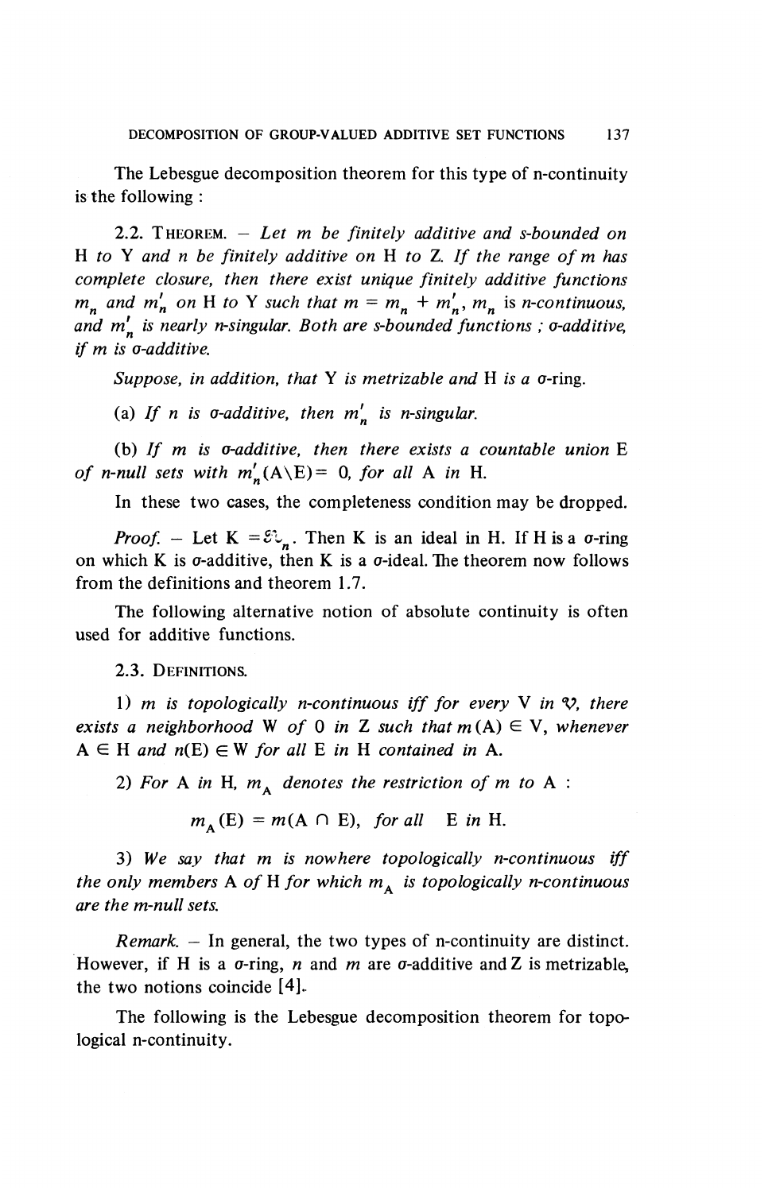The Lebesgue decomposition theorem for this type of n-continuity is the following :

2.2. THEOREM. – *Let $m$ be finitely additive and s-bounded on H to Y and $n$ be finitely additive on H to Z. If the range of $m$ has complete closure, then there exist unique finitely additive functions $m_n$ and $m'_n$ on H to Y such that $m = m_n + m'_n$, $m_n$ is n-continuous, and $m'_n$ is nearly n-singular. Both are s-bounded functions ; σ-additive, if $m$ is σ-additive.*

*Suppose, in addition, that Y is metrizable and H is a σ-ring.*

(a) *If $n$ is σ-additive, then $m'_n$ is n-singular.*

(b) *If $m$ is σ-additive, then there exists a countable union E of n-null sets with $m'_n(A \backslash E) = 0$, for all A in H.*

In these two cases, the completeness condition may be dropped.

*Proof.* – Let $K = \mathcal{E}\mathcal{L}_n$. Then K is an ideal in H. If H is a σ-ring on which K is σ-additive, then K is a σ-ideal. The theorem now follows from the definitions and theorem 1.7.

The following alternative notion of absolute continuity is often used for additive functions.

2.3. DEFINITIONS.

1) *$m$ is topologically n-continuous iff for every V in $\mathcal{V}$, there exists a neighborhood W of 0 in Z such that $m(A) \in V$, whenever $A \in H$ and $n(E) \in W$ for all E in H contained in A.*

2) *For A in H, $m_A$ denotes the restriction of $m$ to A :*

$$m_A(E) = m(A \cap E), \quad \textit{for all} \quad E \textit{ in } H.$$

3) *We say that $m$ is nowhere topologically n-continuous iff the only members A of H for which $m_A$ is topologically n-continuous are the m-null sets.*

*Remark.* – In general, the two types of n-continuity are distinct. However, if H is a σ-ring, $n$ and $m$ are σ-additive and Z is metrizable, the two notions coincide [4].

The following is the Lebesgue decomposition theorem for topological n-continuity.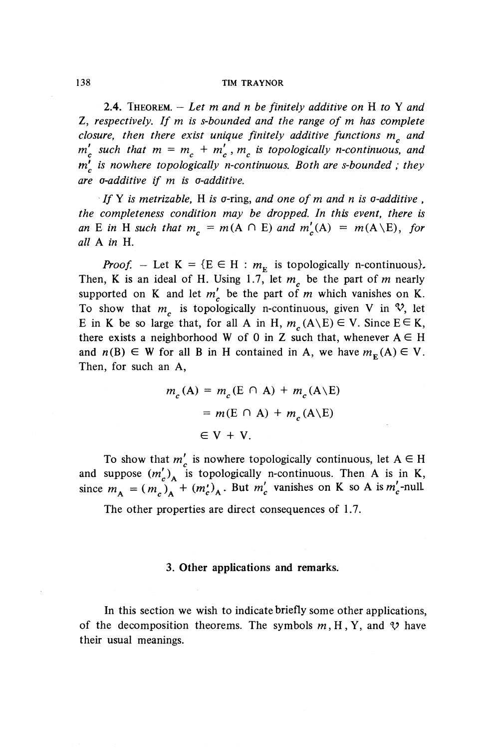**2.4. Theorem.** – *Let $m$ and $n$ be finitely additive on H to Y and Z, respectively. If $m$ is s-bounded and the range of $m$ has complete closure, then there exist unique finitely additive functions $m_c$ and $m'_c$ such that $m = m_c + m'_c$, $m_c$ is topologically n-continuous, and $m'_c$ is nowhere topologically n-continuous. Both are s-bounded ; they are σ-additive if $m$ is σ-additive.*

*If Y is metrizable, H is σ-ring, and one of $m$ and $n$ is σ-additive, the completeness condition may be dropped. In this event, there is an E in H such that $m_c = m(A \cap E)$ and $m'_c(A) = m(A \backslash E)$, for all A in H.*

*Proof.* – Let $K = \{E \in H : m_E$ is topologically n-continuous$\}$. Then, K is an ideal of H. Using 1.7, let $m_c$ be the part of $m$ nearly supported on K and let $m'_c$ be the part of $m$ which vanishes on K. To show that $m_c$ is topologically n-continuous, given V in $\mathcal{V}$, let E in K be so large that, for all A in H, $m_c(A \backslash E) \in V$. Since $E \in K$, there exists a neighborhood W of 0 in Z such that, whenever $A \in H$ and $n(B) \in W$ for all B in H contained in A, we have $m_E(A) \in V$. Then, for such an A,

$$
\begin{aligned}
m_c(A) &= m_c(E \cap A) + m_c(A \backslash E) \\
&= m(E \cap A) + m_c(A \backslash E) \\
&\in V + V.
\end{aligned}
$$

To show that $m'_c$ is nowhere topologically continuous, let $A \in H$ and suppose $(m'_c)_A$ is topologically n-continuous. Then A is in K, since $m_A = (m_c)_A + (m'_c)_A$. But $m'_c$ vanishes on K so A is $m'_c$-null.

The other properties are direct consequences of 1.7.

## 3. Other applications and remarks.

In this section we wish to indicate briefly some other applications, of the decomposition theorems. The symbols $m$, H, Y, and $\mathcal{V}$ have their usual meanings.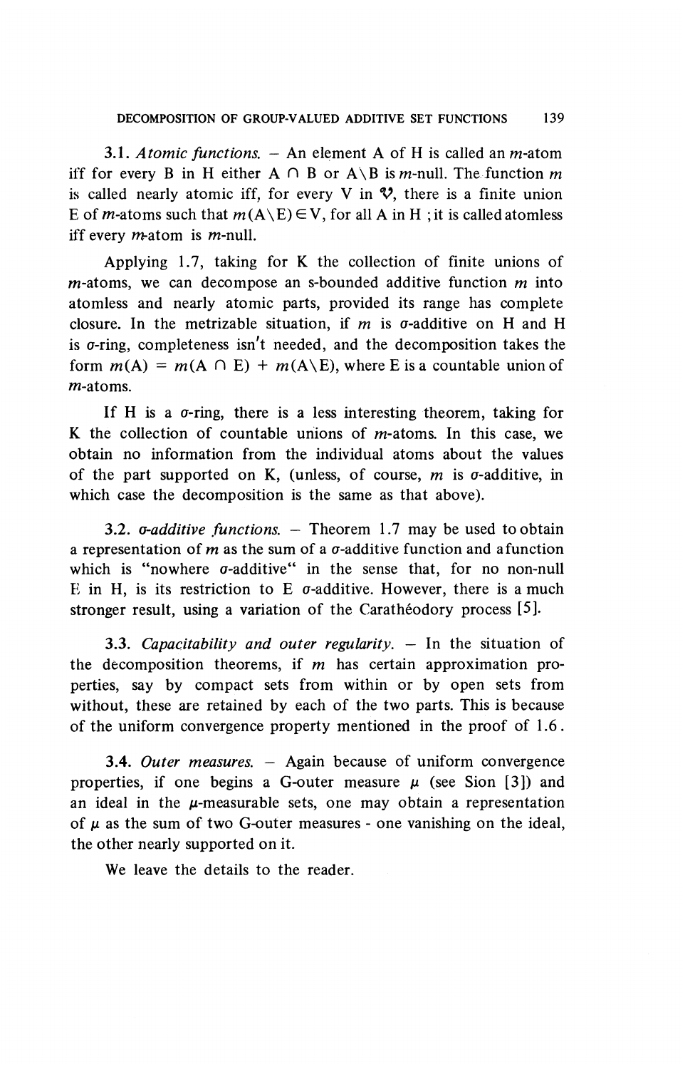**3.1.** *Atomic functions.* – An element A of H is called an $m$-atom iff for every B in H either $A \cap B$ or $A \setminus B$ is $m$-null. The function $m$ is called nearly atomic iff, for every V in $\mathcal{V}$, there is a finite union E of $m$-atoms such that $m(A \setminus E) \in V$, for all A in H ; it is called atomless iff every $m$-atom is $m$-null.

Applying 1.7, taking for K the collection of finite unions of $m$-atoms, we can decompose an s-bounded additive function $m$ into atomless and nearly atomic parts, provided its range has complete closure. In the metrizable situation, if $m$ is $\sigma$-additive on H and H is $\sigma$-ring, completeness isn't needed, and the decomposition takes the form $m(A) = m(A \cap E) + m(A \setminus E)$, where E is a countable union of $m$-atoms.

If H is a $\sigma$-ring, there is a less interesting theorem, taking for K the collection of countable unions of $m$-atoms. In this case, we obtain no information from the individual atoms about the values of the part supported on K, (unless, of course, $m$ is $\sigma$-additive, in which case the decomposition is the same as that above).

**3.2.** *$\sigma$-additive functions.* – Theorem 1.7 may be used to obtain a representation of $m$ as the sum of a $\sigma$-additive function and a function which is "nowhere $\sigma$-additive" in the sense that, for no non-null E in H, is its restriction to E $\sigma$-additive. However, there is a much stronger result, using a variation of the Carathéodory process [5].

**3.3.** *Capacitability and outer regularity.* – In the situation of the decomposition theorems, if $m$ has certain approximation properties, say by compact sets from within or by open sets from without, these are retained by each of the two parts. This is because of the uniform convergence property mentioned in the proof of 1.6.

**3.4.** *Outer measures.* – Again because of uniform convergence properties, if one begins a G-outer measure $\mu$ (see Sion [3]) and an ideal in the $\mu$-measurable sets, one may obtain a representation of $\mu$ as the sum of two G-outer measures - one vanishing on the ideal, the other nearly supported on it.

We leave the details to the reader.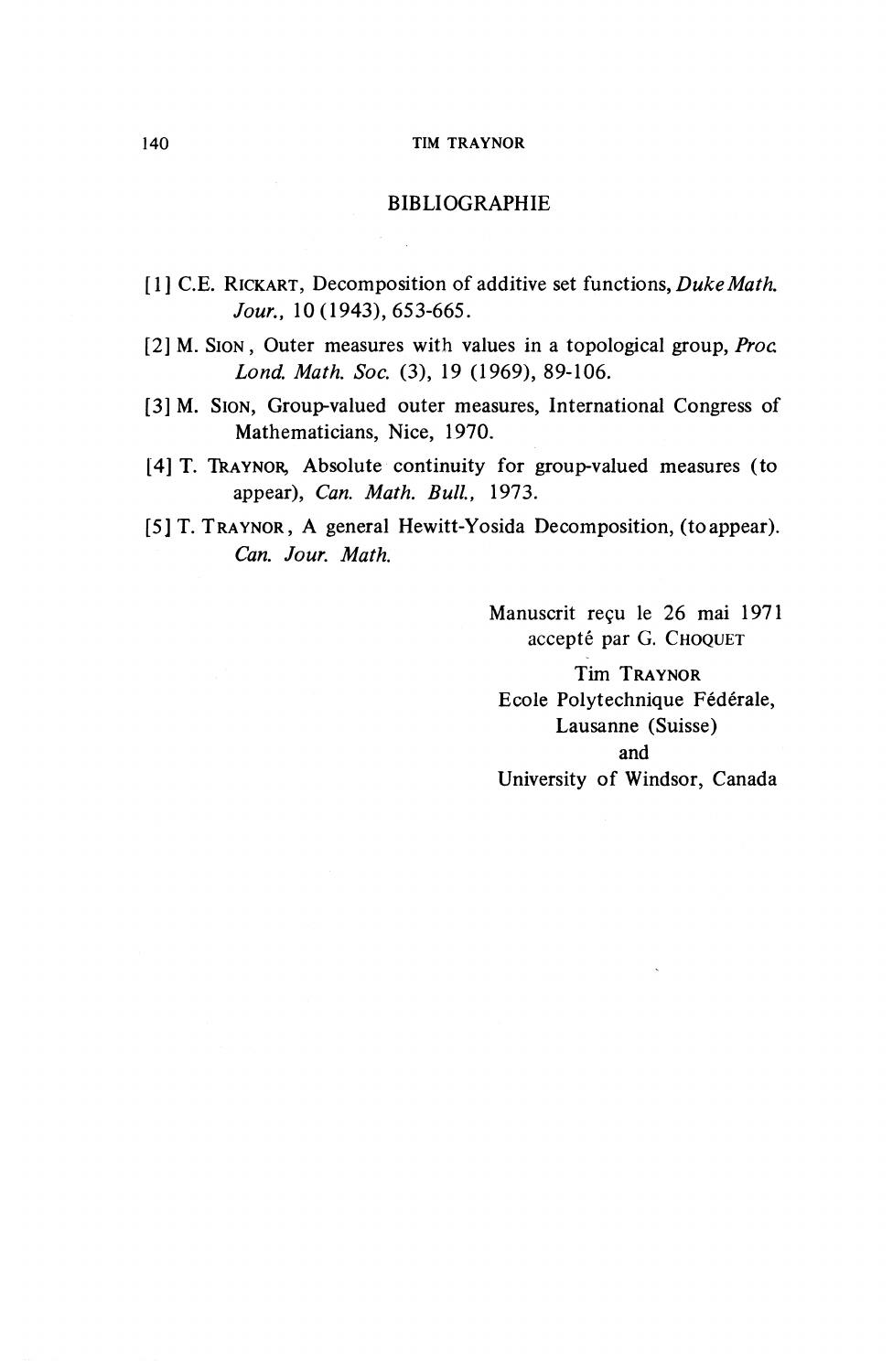## BIBLIOGRAPHIE

[1] C.E. Rickart, Decomposition of additive set functions, *Duke Math. Jour.*, 10 (1943), 653-665.

[2] M. Sion, Outer measures with values in a topological group, *Proc. Lond. Math. Soc.* (3), 19 (1969), 89-106.

[3] M. Sion, Group-valued outer measures, International Congress of Mathematicians, Nice, 1970.

[4] T. Traynor, Absolute continuity for group-valued measures (to appear), *Can. Math. Bull.*, 1973.

[5] T. Traynor, A general Hewitt-Yosida Decomposition, (to appear). *Can. Jour. Math.*

Manuscrit reçu le 26 mai 1971
accepté par G. Choquet

Tim Traynor
Ecole Polytechnique Fédérale,
Lausanne (Suisse)
and
University of Windsor, Canada